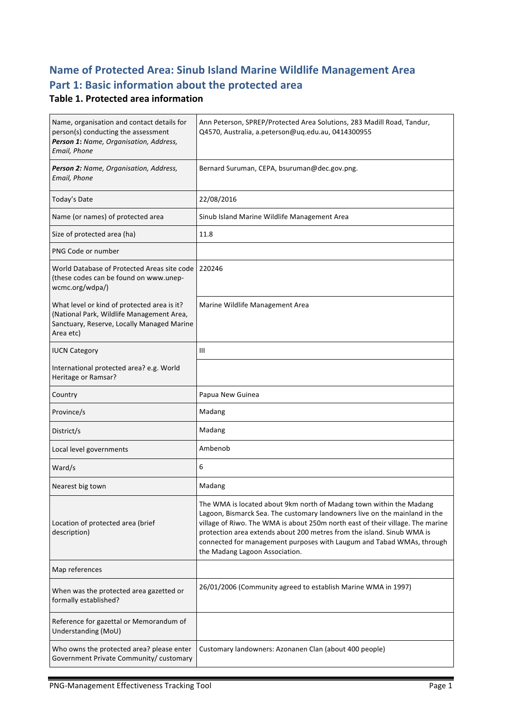# Name of Protected Area: Sinub Island Marine Wildlife Management Area

# Part 1: Basic information about the protected area

### Table 1. Protected area information

| | |
|---|---|
| Name, organisation and contact details for person(s) conducting the assessment ***Person 1**: Name, Organisation, Address, Email, Phone* | Ann Peterson, SPREP/Protected Area Solutions, 283 Madill Road, Tandur, Q4570, Australia, a.peterson@uq.edu.au, 0414300955 |
| ***Person 2:** Name, Organisation, Address, Email, Phone* | Bernard Suruman, CEPA, bsuruman@dec.gov.png. |
| Today's Date | 22/08/2016 |
| Name (or names) of protected area | Sinub Island Marine Wildlife Management Area |
| Size of protected area (ha) | 11.8 |
| PNG Code or number | |
| World Database of Protected Areas site code (these codes can be found on www.unep-wcmc.org/wdpa/) | 220246 |
| What level or kind of protected area is it? (National Park, Wildlife Management Area, Sanctuary, Reserve, Locally Managed Marine Area etc) | Marine Wildlife Management Area |
| IUCN Category | III |
| International protected area? e.g. World Heritage or Ramsar? | |
| Country | Papua New Guinea |
| Province/s | Madang |
| District/s | Madang |
| Local level governments | Ambenob |
| Ward/s | 6 |
| Nearest big town | Madang |
| Location of protected area (brief description) | The WMA is located about 9km north of Madang town within the Madang Lagoon, Bismarck Sea. The customary landowners live on the mainland in the village of Riwo. The WMA is about 250m north east of their village. The marine protection area extends about 200 metres from the island. Sinub WMA is connected for management purposes with Laugum and Tabad WMAs, through the Madang Lagoon Association. |
| Map references | |
| When was the protected area gazetted or formally established? | 26/01/2006 (Community agreed to establish Marine WMA in 1997) |
| Reference for gazettal or Memorandum of Understanding (MoU) | |
| Who owns the protected area? please enter Government Private Community/ customary | Customary landowners: Azonanen Clan (about 400 people) |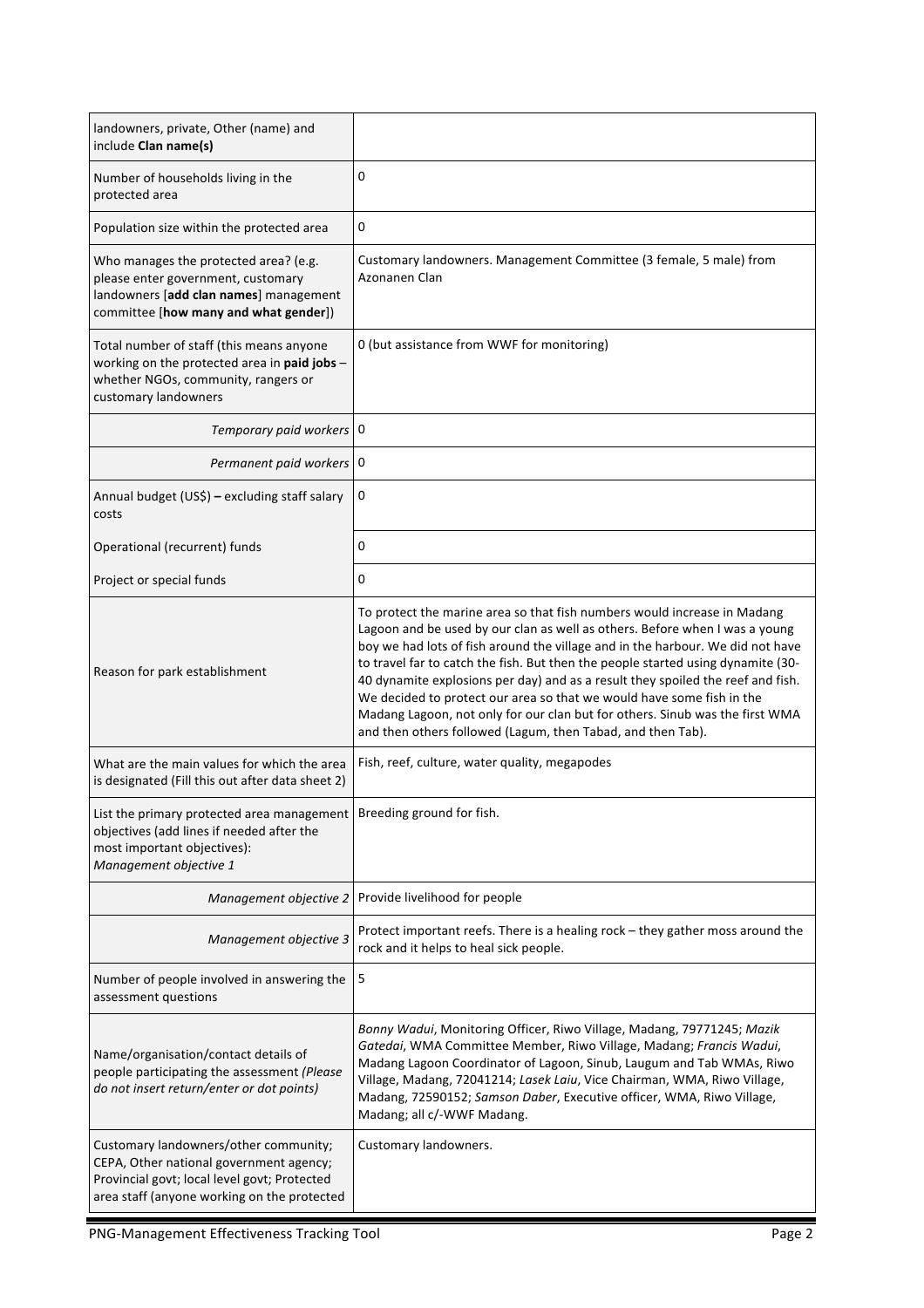| | |
|---|---|
| landowners, private, Other (name) and include **Clan name(s)** | |
| Number of households living in the protected area | 0 |
| Population size within the protected area | 0 |
| Who manages the protected area? (e.g. please enter government, customary landowners [**add clan names**] management committee [**how many and what gender**]) | Customary landowners. Management Committee (3 female, 5 male) from Azonanen Clan |
| Total number of staff (this means anyone working on the protected area in **paid jobs** – whether NGOs, community, rangers or customary landowners | 0 (but assistance from WWF for monitoring) |
| *Temporary paid workers* | 0 |
| *Permanent paid workers* | 0 |
| Annual budget (US$) **–** excluding staff salary costs | 0 |
| Operational (recurrent) funds | 0 |
| Project or special funds | 0 |
| Reason for park establishment | To protect the marine area so that fish numbers would increase in Madang Lagoon and be used by our clan as well as others. Before when I was a young boy we had lots of fish around the village and in the harbour. We did not have to travel far to catch the fish. But then the people started using dynamite (30-40 dynamite explosions per day) and as a result they spoiled the reef and fish. We decided to protect our area so that we would have some fish in the Madang Lagoon, not only for our clan but for others. Sinub was the first WMA and then others followed (Lagum, then Tabad, and then Tab). |
| What are the main values for which the area is designated (Fill this out after data sheet 2) | Fish, reef, culture, water quality, megapodes |
| List the primary protected area management objectives (add lines if needed after the most important objectives): *Management objective 1* | Breeding ground for fish. |
| *Management objective 2* | Provide livelihood for people |
| *Management objective 3* | Protect important reefs. There is a healing rock – they gather moss around the rock and it helps to heal sick people. |
| Number of people involved in answering the assessment questions | 5 |
| Name/organisation/contact details of people participating the assessment *(Please do not insert return/enter or dot points)* | *Bonny Wadui*, Monitoring Officer, Riwo Village, Madang, 79771245; *Mazik Gatedai*, WMA Committee Member, Riwo Village, Madang; *Francis Wadui*, Madang Lagoon Coordinator of Lagoon, Sinub, Laugum and Tab WMAs, Riwo Village, Madang, 72041214; *Lasek Laiu*, Vice Chairman, WMA, Riwo Village, Madang, 72590152; *Samson Daber*, Executive officer, WMA, Riwo Village, Madang; all c/-WWF Madang. |
| Customary landowners/other community; CEPA, Other national government agency; Provincial govt; local level govt; Protected area staff (anyone working on the protected | Customary landowners. |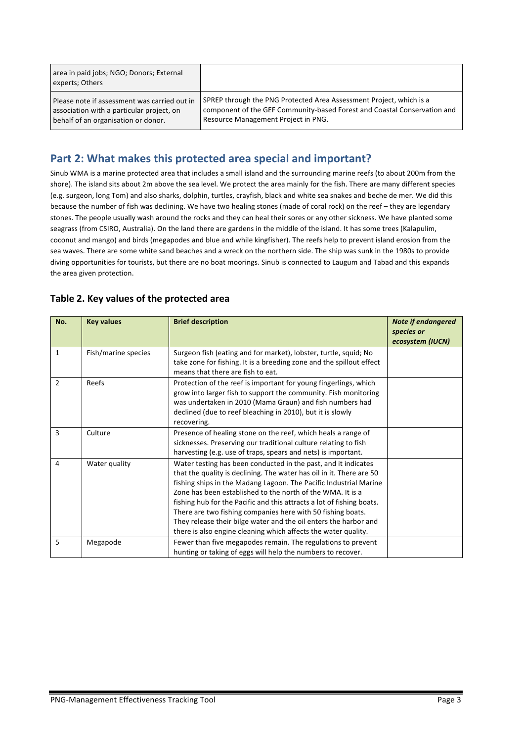| area in paid jobs; NGO; Donors; External experts; Others | |
| --- | --- |
| Please note if assessment was carried out in association with a particular project, on behalf of an organisation or donor. | SPREP through the PNG Protected Area Assessment Project, which is a component of the GEF Community-based Forest and Coastal Conservation and Resource Management Project in PNG. |

## Part 2: What makes this protected area special and important?

Sinub WMA is a marine protected area that includes a small island and the surrounding marine reefs (to about 200m from the shore). The island sits about 2m above the sea level. We protect the area mainly for the fish. There are many different species (e.g. surgeon, long Tom) and also sharks, dolphin, turtles, crayfish, black and white sea snakes and beche de mer. We did this because the number of fish was declining. We have two healing stones (made of coral rock) on the reef – they are legendary stones. The people usually wash around the rocks and they can heal their sores or any other sickness. We have planted some seagrass (from CSIRO, Australia). On the land there are gardens in the middle of the island. It has some trees (Kalapulim, coconut and mango) and birds (megapodes and blue and while kingfisher). The reefs help to prevent island erosion from the sea waves. There are some white sand beaches and a wreck on the northern side. The ship was sunk in the 1980s to provide diving opportunities for tourists, but there are no boat moorings. Sinub is connected to Laugum and Tabad and this expands the area given protection.

### Table 2. Key values of the protected area

| No. | Key values | Brief description | *Note if endangered species or ecosystem (IUCN)* |
| --- | --- | --- | --- |
| 1 | Fish/marine species | Surgeon fish (eating and for market), lobster, turtle, squid; No take zone for fishing. It is a breeding zone and the spillout effect means that there are fish to eat. | |
| 2 | Reefs | Protection of the reef is important for young fingerlings, which grow into larger fish to support the community. Fish monitoring was undertaken in 2010 (Mama Graun) and fish numbers had declined (due to reef bleaching in 2010), but it is slowly recovering. | |
| 3 | Culture | Presence of healing stone on the reef, which heals a range of sicknesses. Preserving our traditional culture relating to fish harvesting (e.g. use of traps, spears and nets) is important. | |
| 4 | Water quality | Water testing has been conducted in the past, and it indicates that the quality is declining. The water has oil in it. There are 50 fishing ships in the Madang Lagoon. The Pacific Industrial Marine Zone has been established to the north of the WMA. It is a fishing hub for the Pacific and this attracts a lot of fishing boats. There are two fishing companies here with 50 fishing boats. They release their bilge water and the oil enters the harbor and there is also engine cleaning which affects the water quality. | |
| 5 | Megapode | Fewer than five megapodes remain. The regulations to prevent hunting or taking of eggs will help the numbers to recover. | |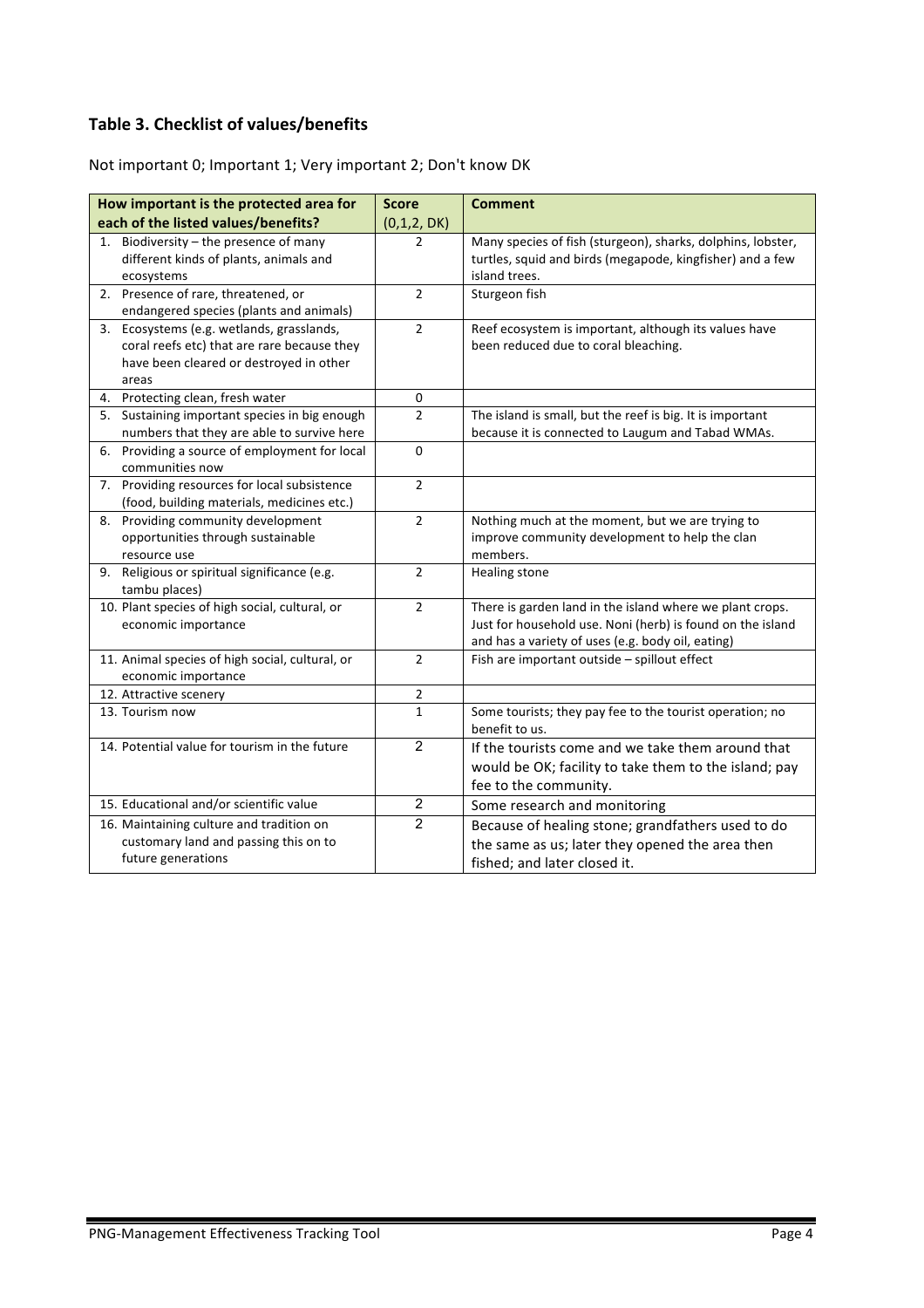## Table 3. Checklist of values/benefits

Not important 0; Important 1; Very important 2; Don't know DK

| How important is the protected area for each of the listed values/benefits? | Score (0,1,2, DK) | Comment |
|---|---|---|
| 1. Biodiversity – the presence of many different kinds of plants, animals and ecosystems | 2 | Many species of fish (sturgeon), sharks, dolphins, lobster, turtles, squid and birds (megapode, kingfisher) and a few island trees. |
| 2. Presence of rare, threatened, or endangered species (plants and animals) | 2 | Sturgeon fish |
| 3. Ecosystems (e.g. wetlands, grasslands, coral reefs etc) that are rare because they have been cleared or destroyed in other areas | 2 | Reef ecosystem is important, although its values have been reduced due to coral bleaching. |
| 4. Protecting clean, fresh water | 0 | |
| 5. Sustaining important species in big enough numbers that they are able to survive here | 2 | The island is small, but the reef is big. It is important because it is connected to Laugum and Tabad WMAs. |
| 6. Providing a source of employment for local communities now | 0 | |
| 7. Providing resources for local subsistence (food, building materials, medicines etc.) | 2 | |
| 8. Providing community development opportunities through sustainable resource use | 2 | Nothing much at the moment, but we are trying to improve community development to help the clan members. |
| 9. Religious or spiritual significance (e.g. tambu places) | 2 | Healing stone |
| 10. Plant species of high social, cultural, or economic importance | 2 | There is garden land in the island where we plant crops. Just for household use. Noni (herb) is found on the island and has a variety of uses (e.g. body oil, eating) |
| 11. Animal species of high social, cultural, or economic importance | 2 | Fish are important outside – spillout effect |
| 12. Attractive scenery | 2 | |
| 13. Tourism now | 1 | Some tourists; they pay fee to the tourist operation; no benefit to us. |
| 14. Potential value for tourism in the future | 2 | If the tourists come and we take them around that would be OK; facility to take them to the island; pay fee to the community. |
| 15. Educational and/or scientific value | 2 | Some research and monitoring |
| 16. Maintaining culture and tradition on customary land and passing this on to future generations | 2 | Because of healing stone; grandfathers used to do the same as us; later they opened the area then fished; and later closed it. |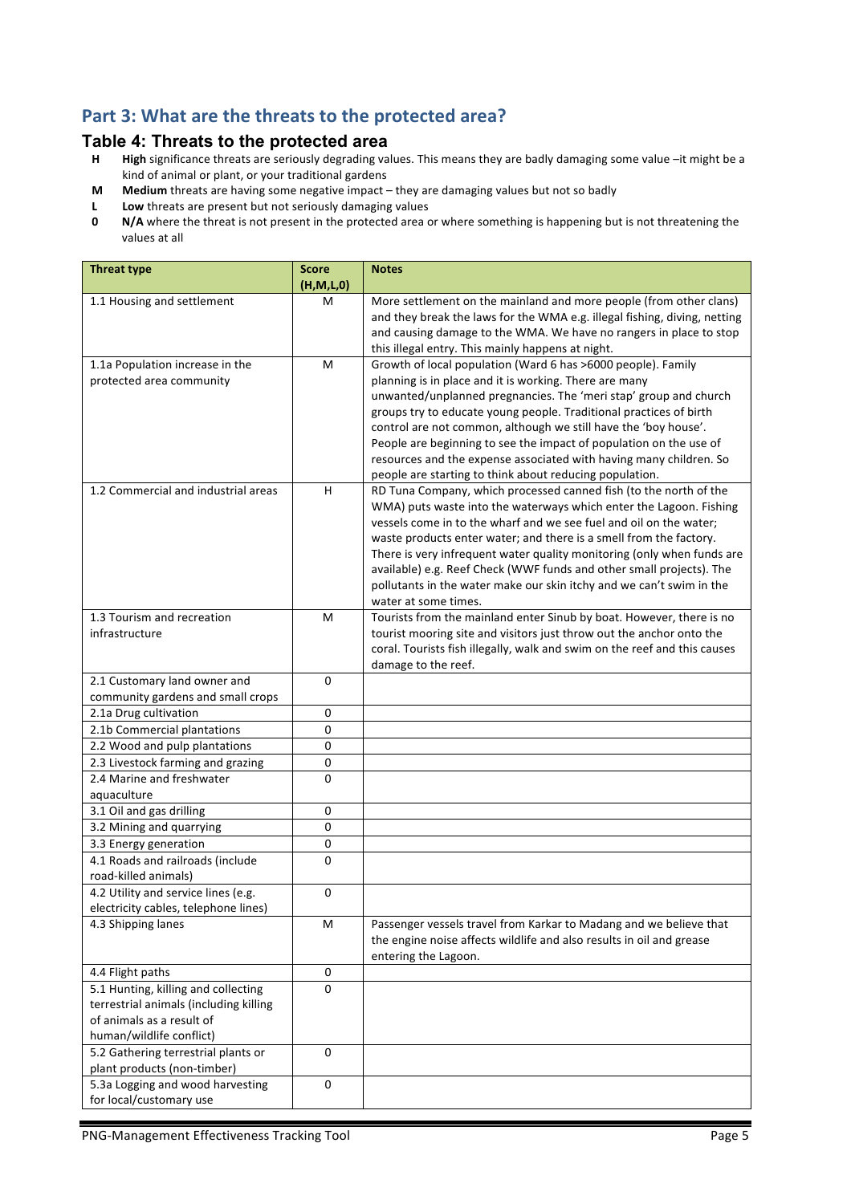## Part 3: What are the threats to the protected area?

### Table 4: Threats to the protected area

- **H** **High** significance threats are seriously degrading values. This means they are badly damaging some value –it might be a kind of animal or plant, or your traditional gardens
- **M** **Medium** threats are having some negative impact – they are damaging values but not so badly
- **L** **Low** threats are present but not seriously damaging values
- **0** **N/A** where the threat is not present in the protected area or where something is happening but is not threatening the values at all

| Threat type | Score (H,M,L,0) | Notes |
|---|---|---|
| 1.1 Housing and settlement | M | More settlement on the mainland and more people (from other clans) and they break the laws for the WMA e.g. illegal fishing, diving, netting and causing damage to the WMA. We have no rangers in place to stop this illegal entry. This mainly happens at night. |
| 1.1a Population increase in the protected area community | M | Growth of local population (Ward 6 has >6000 people). Family planning is in place and it is working. There are many unwanted/unplanned pregnancies. The 'meri stap' group and church groups try to educate young people. Traditional practices of birth control are not common, although we still have the 'boy house'. People are beginning to see the impact of population on the use of resources and the expense associated with having many children. So people are starting to think about reducing population. |
| 1.2 Commercial and industrial areas | H | RD Tuna Company, which processed canned fish (to the north of the WMA) puts waste into the waterways which enter the Lagoon. Fishing vessels come in to the wharf and we see fuel and oil on the water; waste products enter water; and there is a smell from the factory. There is very infrequent water quality monitoring (only when funds are available) e.g. Reef Check (WWF funds and other small projects). The pollutants in the water make our skin itchy and we can't swim in the water at some times. |
| 1.3 Tourism and recreation infrastructure | M | Tourists from the mainland enter Sinub by boat. However, there is no tourist mooring site and visitors just throw out the anchor onto the coral. Tourists fish illegally, walk and swim on the reef and this causes damage to the reef. |
| 2.1 Customary land owner and community gardens and small crops | 0 | |
| 2.1a Drug cultivation | 0 | |
| 2.1b Commercial plantations | 0 | |
| 2.2 Wood and pulp plantations | 0 | |
| 2.3 Livestock farming and grazing | 0 | |
| 2.4 Marine and freshwater aquaculture | 0 | |
| 3.1 Oil and gas drilling | 0 | |
| 3.2 Mining and quarrying | 0 | |
| 3.3 Energy generation | 0 | |
| 4.1 Roads and railroads (include road-killed animals) | 0 | |
| 4.2 Utility and service lines (e.g. electricity cables, telephone lines) | 0 | |
| 4.3 Shipping lanes | M | Passenger vessels travel from Karkar to Madang and we believe that the engine noise affects wildlife and also results in oil and grease entering the Lagoon. |
| 4.4 Flight paths | 0 | |
| 5.1 Hunting, killing and collecting terrestrial animals (including killing of animals as a result of human/wildlife conflict) | 0 | |
| 5.2 Gathering terrestrial plants or plant products (non-timber) | 0 | |
| 5.3a Logging and wood harvesting for local/customary use | 0 | |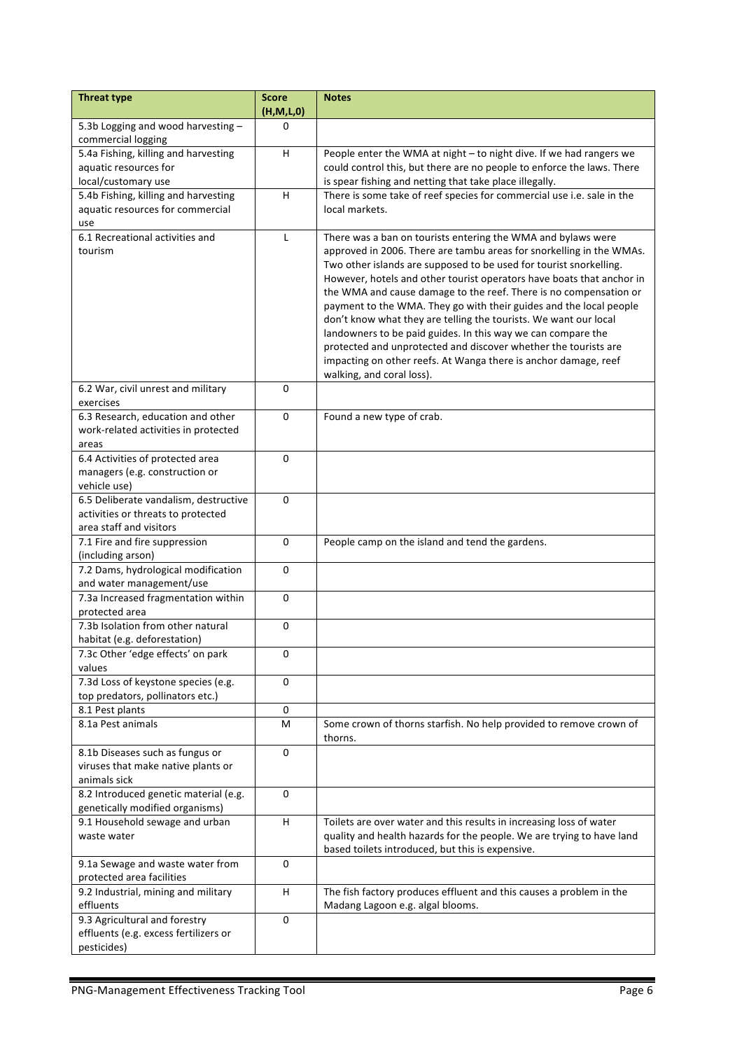| Threat type | Score (H,M,L,0) | Notes |
|---|---|---|
| 5.3b Logging and wood harvesting – commercial logging | 0 | |
| 5.4a Fishing, killing and harvesting aquatic resources for local/customary use | H | People enter the WMA at night – to night dive. If we had rangers we could control this, but there are no people to enforce the laws. There is spear fishing and netting that take place illegally. |
| 5.4b Fishing, killing and harvesting aquatic resources for commercial use | H | There is some take of reef species for commercial use i.e. sale in the local markets. |
| 6.1 Recreational activities and tourism | L | There was a ban on tourists entering the WMA and bylaws were approved in 2006. There are tambu areas for snorkelling in the WMAs. Two other islands are supposed to be used for tourist snorkelling. However, hotels and other tourist operators have boats that anchor in the WMA and cause damage to the reef. There is no compensation or payment to the WMA. They go with their guides and the local people don't know what they are telling the tourists. We want our local landowners to be paid guides. In this way we can compare the protected and unprotected and discover whether the tourists are impacting on other reefs. At Wanga there is anchor damage, reef walking, and coral loss). |
| 6.2 War, civil unrest and military exercises | 0 | |
| 6.3 Research, education and other work-related activities in protected areas | 0 | Found a new type of crab. |
| 6.4 Activities of protected area managers (e.g. construction or vehicle use) | 0 | |
| 6.5 Deliberate vandalism, destructive activities or threats to protected area staff and visitors | 0 | |
| 7.1 Fire and fire suppression (including arson) | 0 | People camp on the island and tend the gardens. |
| 7.2 Dams, hydrological modification and water management/use | 0 | |
| 7.3a Increased fragmentation within protected area | 0 | |
| 7.3b Isolation from other natural habitat (e.g. deforestation) | 0 | |
| 7.3c Other 'edge effects' on park values | 0 | |
| 7.3d Loss of keystone species (e.g. top predators, pollinators etc.) | 0 | |
| 8.1 Pest plants | 0 | |
| 8.1a Pest animals | M | Some crown of thorns starfish. No help provided to remove crown of thorns. |
| 8.1b Diseases such as fungus or viruses that make native plants or animals sick | 0 | |
| 8.2 Introduced genetic material (e.g. genetically modified organisms) | 0 | |
| 9.1 Household sewage and urban waste water | H | Toilets are over water and this results in increasing loss of water quality and health hazards for the people. We are trying to have land based toilets introduced, but this is expensive. |
| 9.1a Sewage and waste water from protected area facilities | 0 | |
| 9.2 Industrial, mining and military effluents | H | The fish factory produces effluent and this causes a problem in the Madang Lagoon e.g. algal blooms. |
| 9.3 Agricultural and forestry effluents (e.g. excess fertilizers or pesticides) | 0 | |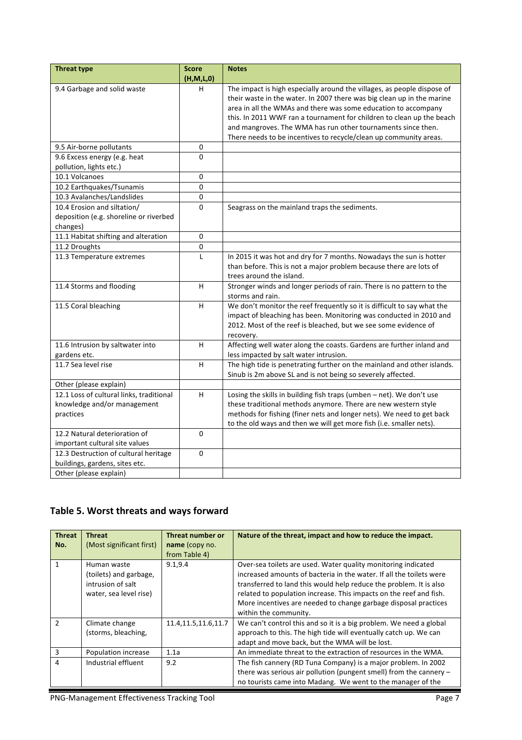| Threat type | Score (H,M,L,0) | Notes |
|---|---|---|
| 9.4 Garbage and solid waste | H | The impact is high especially around the villages, as people dispose of their waste in the water. In 2007 there was big clean up in the marine area in all the WMAs and there was some education to accompany this. In 2011 WWF ran a tournament for children to clean up the beach and mangroves. The WMA has run other tournaments since then. There needs to be incentives to recycle/clean up community areas. |
| 9.5 Air-borne pollutants | 0 | |
| 9.6 Excess energy (e.g. heat pollution, lights etc.) | 0 | |
| 10.1 Volcanoes | 0 | |
| 10.2 Earthquakes/Tsunamis | 0 | |
| 10.3 Avalanches/Landslides | 0 | |
| 10.4 Erosion and siltation/ deposition (e.g. shoreline or riverbed changes) | 0 | Seagrass on the mainland traps the sediments. |
| 11.1 Habitat shifting and alteration | 0 | |
| 11.2 Droughts | 0 | |
| 11.3 Temperature extremes | L | In 2015 it was hot and dry for 7 months. Nowadays the sun is hotter than before. This is not a major problem because there are lots of trees around the island. |
| 11.4 Storms and flooding | H | Stronger winds and longer periods of rain. There is no pattern to the storms and rain. |
| 11.5 Coral bleaching | H | We don't monitor the reef frequently so it is difficult to say what the impact of bleaching has been. Monitoring was conducted in 2010 and 2012. Most of the reef is bleached, but we see some evidence of recovery. |
| 11.6 Intrusion by saltwater into gardens etc. | H | Affecting well water along the coasts. Gardens are further inland and less impacted by salt water intrusion. |
| 11.7 Sea level rise | H | The high tide is penetrating further on the mainland and other islands. Sinub is 2m above SL and is not being so severely affected. |
| Other (please explain) | | |
| 12.1 Loss of cultural links, traditional knowledge and/or management practices | H | Losing the skills in building fish traps (umben – net). We don't use these traditional methods anymore. There are new western style methods for fishing (finer nets and longer nets). We need to get back to the old ways and then we will get more fish (i.e. smaller nets). |
| 12.2 Natural deterioration of important cultural site values | 0 | |
| 12.3 Destruction of cultural heritage buildings, gardens, sites etc. | 0 | |
| Other (please explain) | | |

## Table 5. Worst threats and ways forward

| Threat No. | Threat (Most significant first) | Threat number or name (copy no. from Table 4) | Nature of the threat, impact and how to reduce the impact. |
|---|---|---|---|
| 1 | Human waste (toilets) and garbage, intrusion of salt water, sea level rise) | 9.1,9.4 | Over-sea toilets are used. Water quality monitoring indicated increased amounts of bacteria in the water. If all the toilets were transferred to land this would help reduce the problem. It is also related to population increase. This impacts on the reef and fish. More incentives are needed to change garbage disposal practices within the community. |
| 2 | Climate change (storms, bleaching, | 11.4,11.5,11.6,11.7 | We can't control this and so it is a big problem. We need a global approach to this. The high tide will eventually catch up. We can adapt and move back, but the WMA will be lost. |
| 3 | Population increase | 1.1a | An immediate threat to the extraction of resources in the WMA. |
| 4 | Industrial effluent | 9.2 | The fish cannery (RD Tuna Company) is a major problem. In 2002 there was serious air pollution (pungent smell) from the cannery – no tourists came into Madang. We went to the manager of the |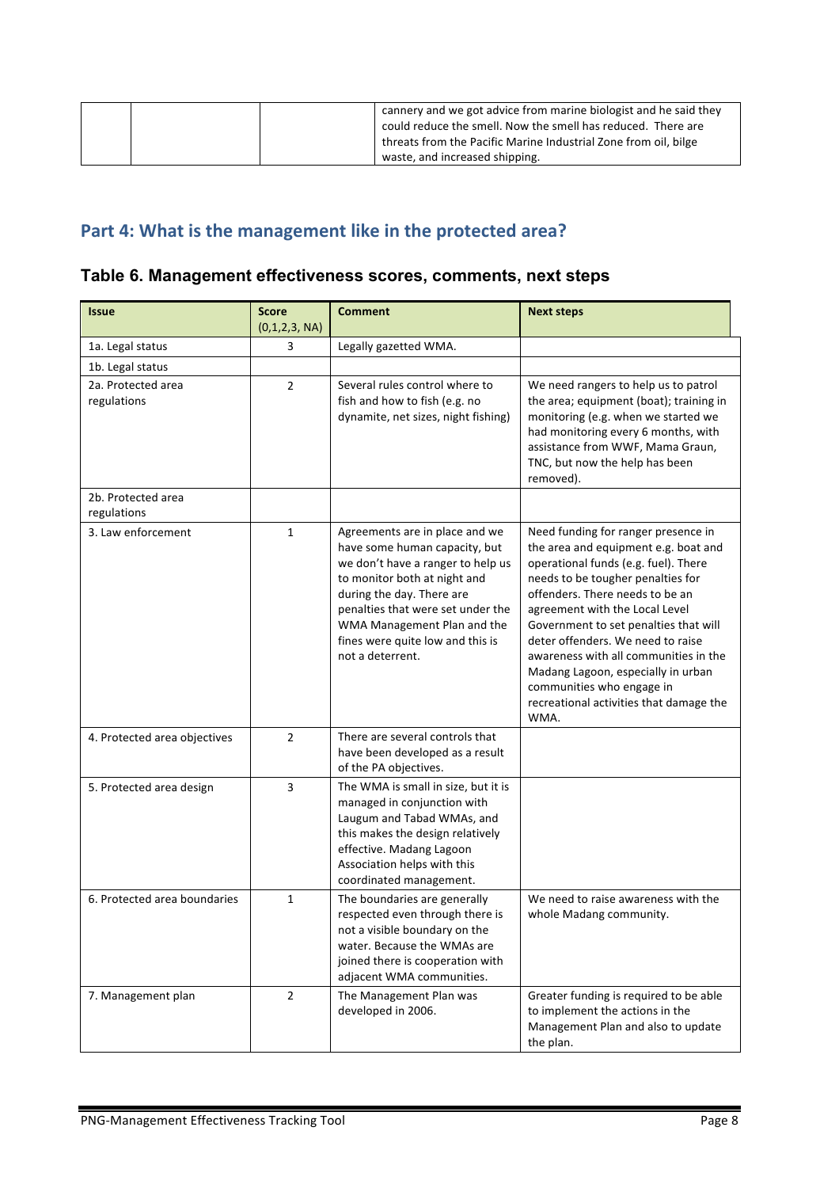| | | | cannery and we got advice from marine biologist and he said they could reduce the smell. Now the smell has reduced. There are threats from the Pacific Marine Industrial Zone from oil, bilge waste, and increased shipping. |
|---|---|---|---|

## Part 4: What is the management like in the protected area?

### Table 6. Management effectiveness scores, comments, next steps

| Issue | Score (0,1,2,3, NA) | Comment | Next steps |
|---|---|---|---|
| 1a. Legal status | 3 | Legally gazetted WMA. | |
| 1b. Legal status | | | |
| 2a. Protected area regulations | 2 | Several rules control where to fish and how to fish (e.g. no dynamite, net sizes, night fishing) | We need rangers to help us to patrol the area; equipment (boat); training in monitoring (e.g. when we started we had monitoring every 6 months, with assistance from WWF, Mama Graun, TNC, but now the help has been removed). |
| 2b. Protected area regulations | | | |
| 3. Law enforcement | 1 | Agreements are in place and we have some human capacity, but we don't have a ranger to help us to monitor both at night and during the day. There are penalties that were set under the WMA Management Plan and the fines were quite low and this is not a deterrent. | Need funding for ranger presence in the area and equipment e.g. boat and operational funds (e.g. fuel). There needs to be tougher penalties for offenders. There needs to be an agreement with the Local Level Government to set penalties that will deter offenders. We need to raise awareness with all communities in the Madang Lagoon, especially in urban communities who engage in recreational activities that damage the WMA. |
| 4. Protected area objectives | 2 | There are several controls that have been developed as a result of the PA objectives. | |
| 5. Protected area design | 3 | The WMA is small in size, but it is managed in conjunction with Laugum and Tabad WMAs, and this makes the design relatively effective. Madang Lagoon Association helps with this coordinated management. | |
| 6. Protected area boundaries | 1 | The boundaries are generally respected even through there is not a visible boundary on the water. Because the WMAs are joined there is cooperation with adjacent WMA communities. | We need to raise awareness with the whole Madang community. |
| 7. Management plan | 2 | The Management Plan was developed in 2006. | Greater funding is required to be able to implement the actions in the Management Plan and also to update the plan. |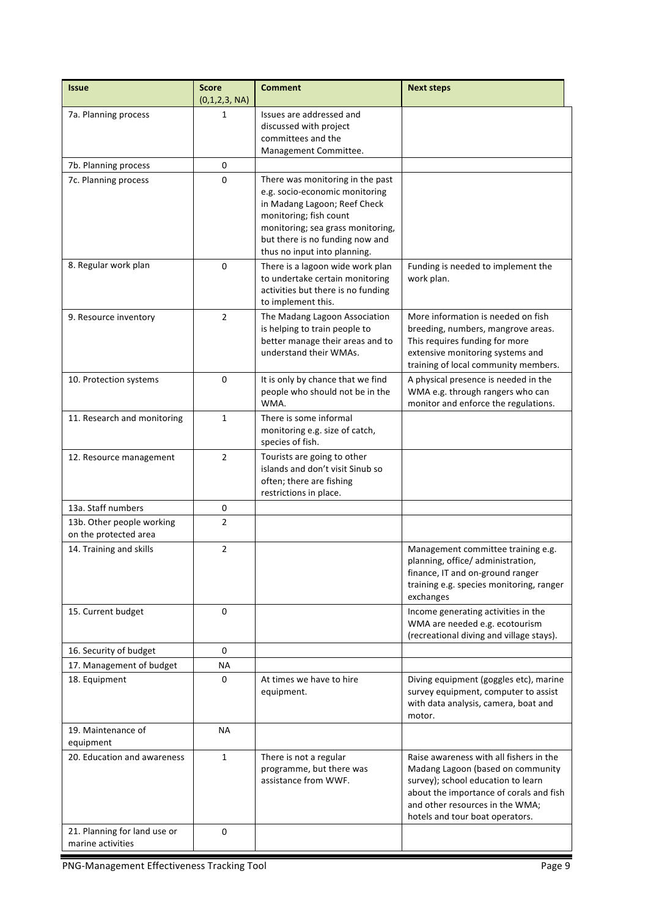| Issue | Score (0,1,2,3, NA) | Comment | Next steps |
|---|---|---|---|
| 7a. Planning process | 1 | Issues are addressed and discussed with project committees and the Management Committee. | |
| 7b. Planning process | 0 | | |
| 7c. Planning process | 0 | There was monitoring in the past e.g. socio-economic monitoring in Madang Lagoon; Reef Check monitoring; fish count monitoring; sea grass monitoring, but there is no funding now and thus no input into planning. | |
| 8. Regular work plan | 0 | There is a lagoon wide work plan to undertake certain monitoring activities but there is no funding to implement this. | Funding is needed to implement the work plan. |
| 9. Resource inventory | 2 | The Madang Lagoon Association is helping to train people to better manage their areas and to understand their WMAs. | More information is needed on fish breeding, numbers, mangrove areas. This requires funding for more extensive monitoring systems and training of local community members. |
| 10. Protection systems | 0 | It is only by chance that we find people who should not be in the WMA. | A physical presence is needed in the WMA e.g. through rangers who can monitor and enforce the regulations. |
| 11. Research and monitoring | 1 | There is some informal monitoring e.g. size of catch, species of fish. | |
| 12. Resource management | 2 | Tourists are going to other islands and don't visit Sinub so often; there are fishing restrictions in place. | |
| 13a. Staff numbers | 0 | | |
| 13b. Other people working on the protected area | 2 | | |
| 14. Training and skills | 2 | | Management committee training e.g. planning, office/ administration, finance, IT and on-ground ranger training e.g. species monitoring, ranger exchanges |
| 15. Current budget | 0 | | Income generating activities in the WMA are needed e.g. ecotourism (recreational diving and village stays). |
| 16. Security of budget | 0 | | |
| 17. Management of budget | NA | | |
| 18. Equipment | 0 | At times we have to hire equipment. | Diving equipment (goggles etc), marine survey equipment, computer to assist with data analysis, camera, boat and motor. |
| 19. Maintenance of equipment | NA | | |
| 20. Education and awareness | 1 | There is not a regular programme, but there was assistance from WWF. | Raise awareness with all fishers in the Madang Lagoon (based on community survey); school education to learn about the importance of corals and fish and other resources in the WMA; hotels and tour boat operators. |
| 21. Planning for land use or marine activities | 0 | | |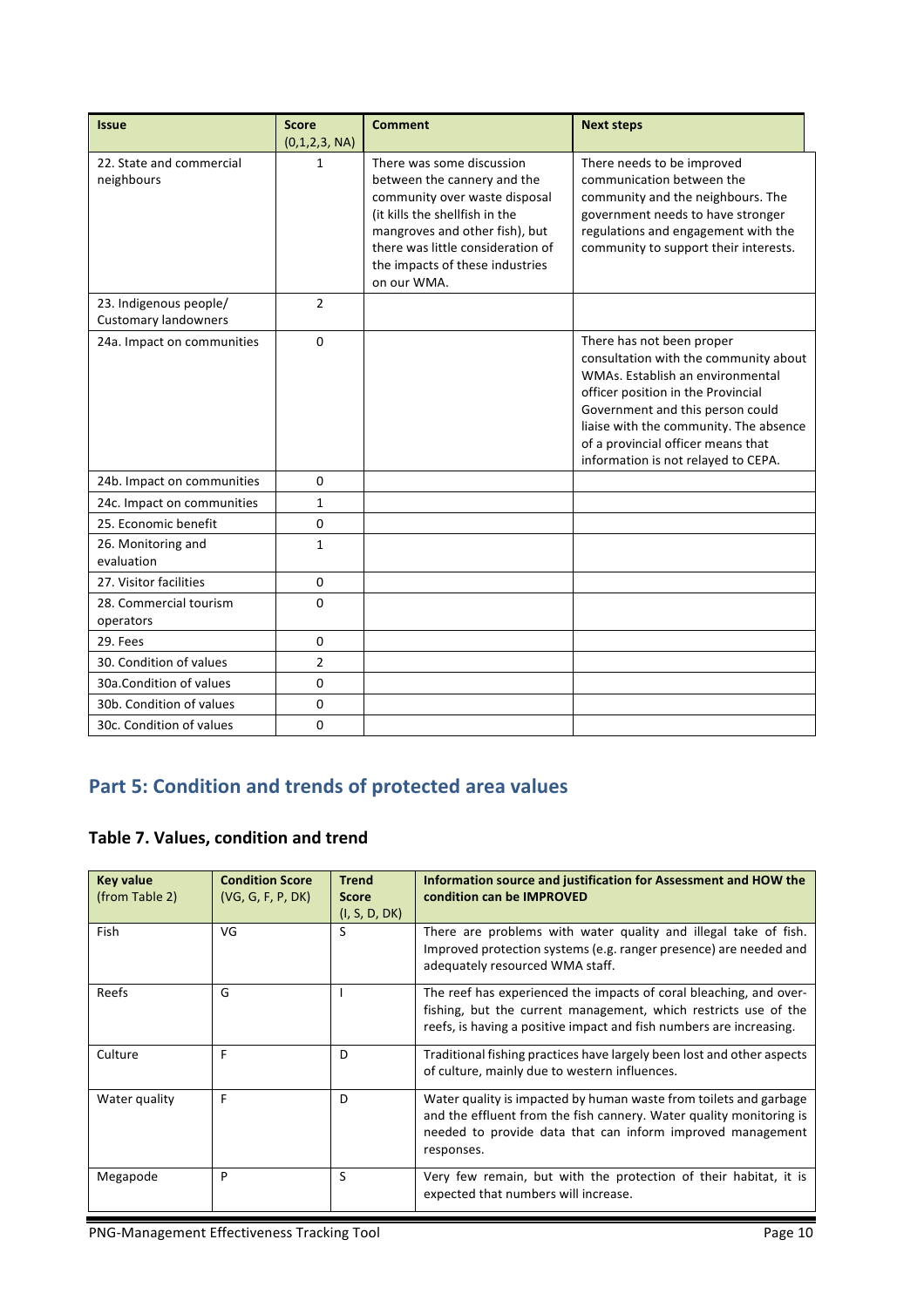| Issue | Score (0,1,2,3, NA) | Comment | Next steps |
|---|---|---|---|
| 22. State and commercial neighbours | 1 | There was some discussion between the cannery and the community over waste disposal (it kills the shellfish in the mangroves and other fish), but there was little consideration of the impacts of these industries on our WMA. | There needs to be improved communication between the community and the neighbours. The government needs to have stronger regulations and engagement with the community to support their interests. |
| 23. Indigenous people/ Customary landowners | 2 | | |
| 24a. Impact on communities | 0 | | There has not been proper consultation with the community about WMAs. Establish an environmental officer position in the Provincial Government and this person could liaise with the community. The absence of a provincial officer means that information is not relayed to CEPA. |
| 24b. Impact on communities | 0 | | |
| 24c. Impact on communities | 1 | | |
| 25. Economic benefit | 0 | | |
| 26. Monitoring and evaluation | 1 | | |
| 27. Visitor facilities | 0 | | |
| 28. Commercial tourism operators | 0 | | |
| 29. Fees | 0 | | |
| 30. Condition of values | 2 | | |
| 30a.Condition of values | 0 | | |
| 30b. Condition of values | 0 | | |
| 30c. Condition of values | 0 | | |

## Part 5: Condition and trends of protected area values

### Table 7. Values, condition and trend

| Key value (from Table 2) | Condition Score (VG, G, F, P, DK) | Trend Score (I, S, D, DK) | Information source and justification for Assessment and HOW the condition can be IMPROVED |
|---|---|---|---|
| Fish | VG | S | There are problems with water quality and illegal take of fish. Improved protection systems (e.g. ranger presence) are needed and adequately resourced WMA staff. |
| Reefs | G | I | The reef has experienced the impacts of coral bleaching, and over-fishing, but the current management, which restricts use of the reefs, is having a positive impact and fish numbers are increasing. |
| Culture | F | D | Traditional fishing practices have largely been lost and other aspects of culture, mainly due to western influences. |
| Water quality | F | D | Water quality is impacted by human waste from toilets and garbage and the effluent from the fish cannery. Water quality monitoring is needed to provide data that can inform improved management responses. |
| Megapode | P | S | Very few remain, but with the protection of their habitat, it is expected that numbers will increase. |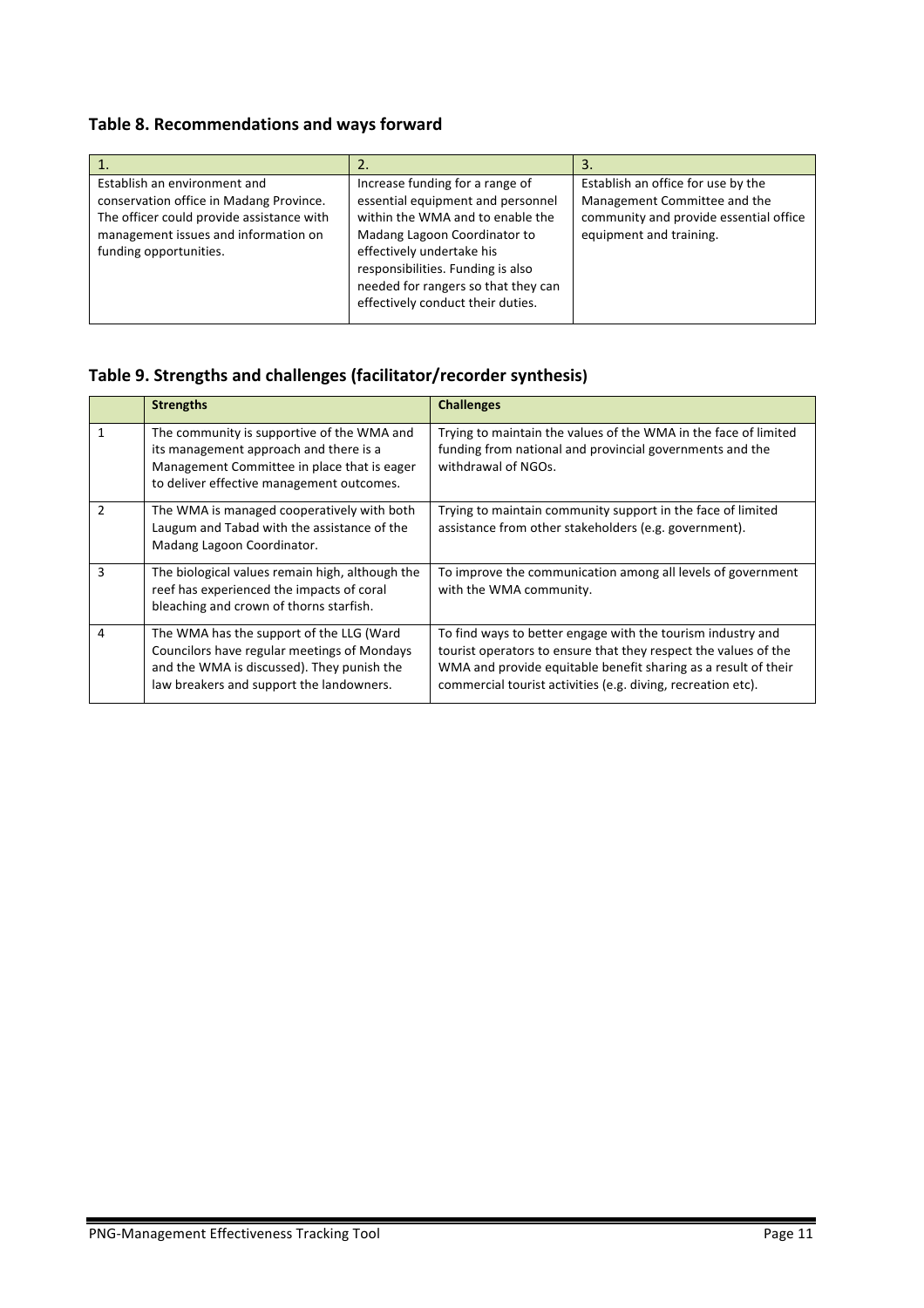## Table 8. Recommendations and ways forward

| 1. | 2. | 3. |
|---|---|---|
| Establish an environment and conservation office in Madang Province. The officer could provide assistance with management issues and information on funding opportunities. | Increase funding for a range of essential equipment and personnel within the WMA and to enable the Madang Lagoon Coordinator to effectively undertake his responsibilities. Funding is also needed for rangers so that they can effectively conduct their duties. | Establish an office for use by the Management Committee and the community and provide essential office equipment and training. |

## Table 9. Strengths and challenges (facilitator/recorder synthesis)

| | **Strengths** | **Challenges** |
|---|---|---|
| 1 | The community is supportive of the WMA and its management approach and there is a Management Committee in place that is eager to deliver effective management outcomes. | Trying to maintain the values of the WMA in the face of limited funding from national and provincial governments and the withdrawal of NGOs. |
| 2 | The WMA is managed cooperatively with both Laugum and Tabad with the assistance of the Madang Lagoon Coordinator. | Trying to maintain community support in the face of limited assistance from other stakeholders (e.g. government). |
| 3 | The biological values remain high, although the reef has experienced the impacts of coral bleaching and crown of thorns starfish. | To improve the communication among all levels of government with the WMA community. |
| 4 | The WMA has the support of the LLG (Ward Councilors have regular meetings of Mondays and the WMA is discussed). They punish the law breakers and support the landowners. | To find ways to better engage with the tourism industry and tourist operators to ensure that they respect the values of the WMA and provide equitable benefit sharing as a result of their commercial tourist activities (e.g. diving, recreation etc). |